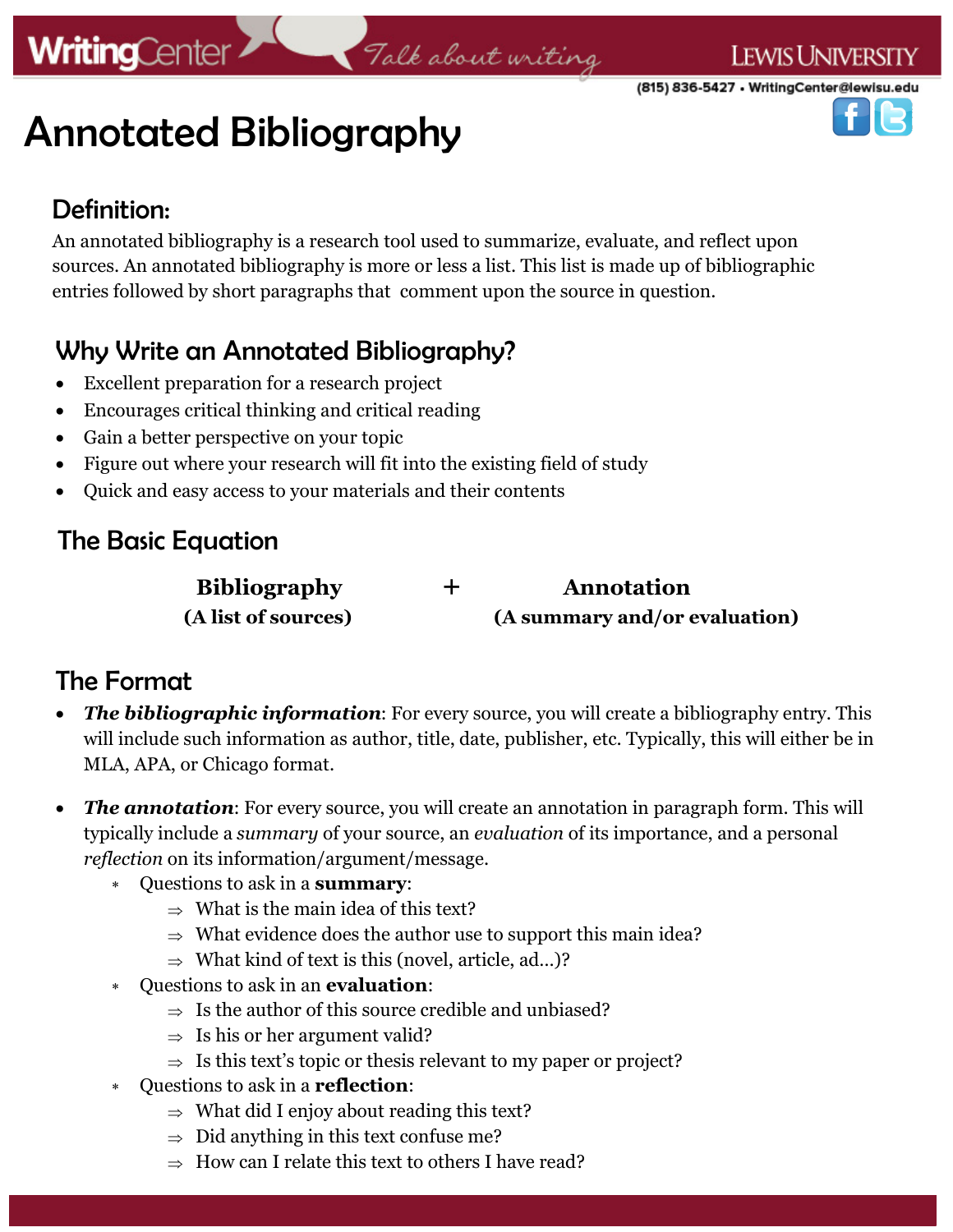# Annotated Bibliography

## Definition:

An annotated bibliography is a research tool used to summarize, evaluate, and reflect upon sources. An annotated bibliography is more or less a list. This list is made up of bibliographic entries followed by short paragraphs that comment upon the source in question.

## Why Write an Annotated Bibliography?

- Excellent preparation for a research project
- Encourages critical thinking and critical reading
- Gain a better perspective on your topic
- Figure out where your research will fit into the existing field of study
- Quick and easy access to your materials and their contents

## The Basic Equation

| **Bibliography** | + | **Annotation** |
|---|---|---|
| **(A list of sources)** | | **(A summary and/or evaluation)** |

## The Format

- ***The bibliographic information***: For every source, you will create a bibliography entry. This will include such information as author, title, date, publisher, etc. Typically, this will either be in MLA, APA, or Chicago format.

- ***The annotation***: For every source, you will create an annotation in paragraph form. This will typically include a *summary* of your source, an *evaluation* of its importance, and a personal *reflection* on its information/argument/message.
  - Questions to ask in a **summary**:
    - What is the main idea of this text?
    - What evidence does the author use to support this main idea?
    - What kind of text is this (novel, article, ad…)?
  - Questions to ask in an **evaluation**:
    - Is the author of this source credible and unbiased?
    - Is his or her argument valid?
    - Is this text's topic or thesis relevant to my paper or project?
  - Questions to ask in a **reflection**:
    - What did I enjoy about reading this text?
    - Did anything in this text confuse me?
    - How can I relate this text to others I have read?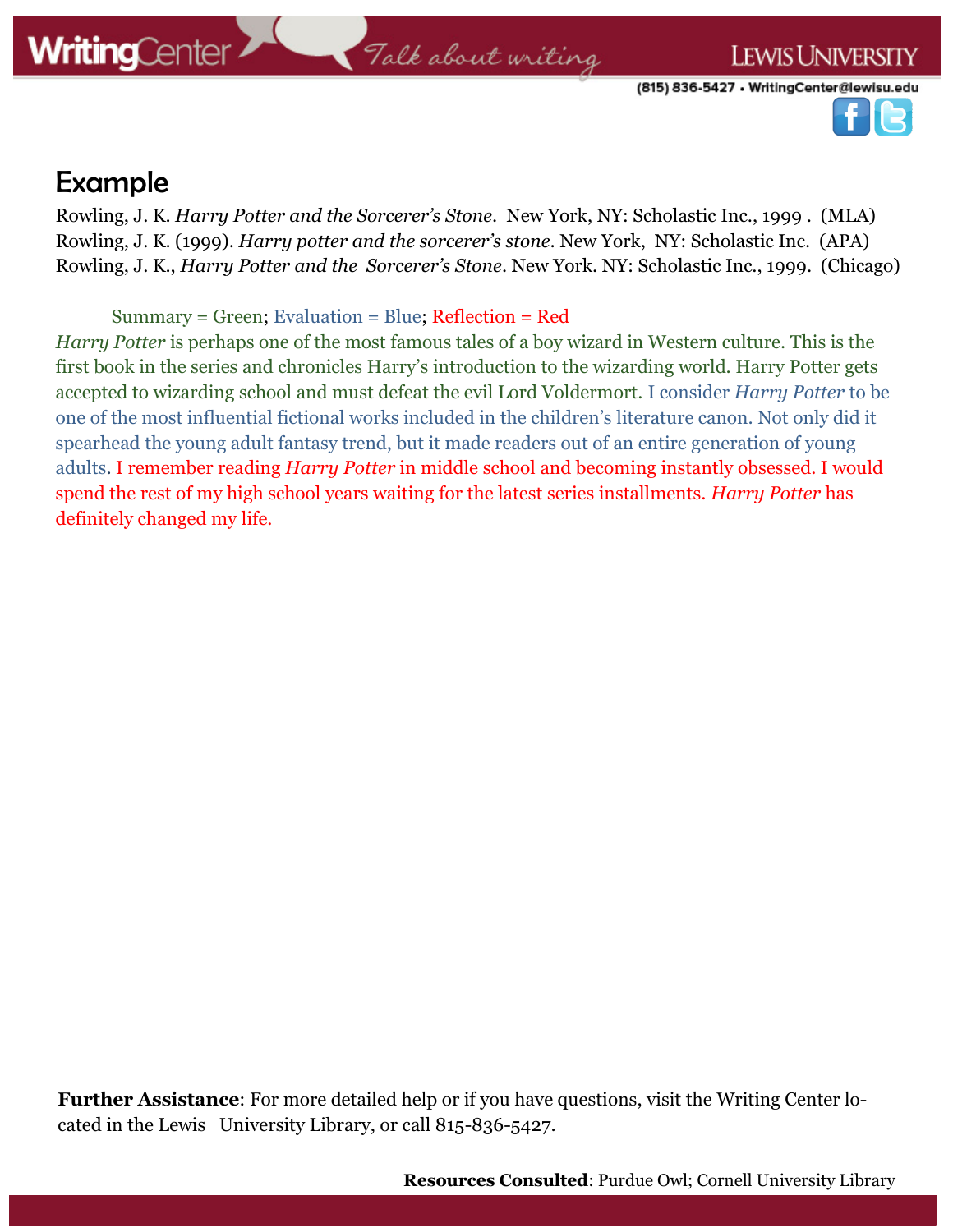## Example

Rowling, J. K. *Harry Potter and the Sorcerer's Stone*. New York, NY: Scholastic Inc., 1999 . (MLA)
Rowling, J. K. (1999). *Harry potter and the sorcerer's stone*. New York, NY: Scholastic Inc. (APA)
Rowling, J. K., *Harry Potter and the Sorcerer's Stone*. New York. NY: Scholastic Inc., 1999. (Chicago)

Summary = Green; Evaluation = Blue; Reflection = Red

*Harry Potter* is perhaps one of the most famous tales of a boy wizard in Western culture. This is the first book in the series and chronicles Harry's introduction to the wizarding world. Harry Potter gets accepted to wizarding school and must defeat the evil Lord Voldermort. I consider *Harry Potter* to be one of the most influential fictional works included in the children's literature canon. Not only did it spearhead the young adult fantasy trend, but it made readers out of an entire generation of young adults. I remember reading *Harry Potter* in middle school and becoming instantly obsessed. I would spend the rest of my high school years waiting for the latest series installments. *Harry Potter* has definitely changed my life.

**Further Assistance**: For more detailed help or if you have questions, visit the Writing Center located in the Lewis University Library, or call 815-836-5427.

**Resources Consulted**: Purdue Owl; Cornell University Library